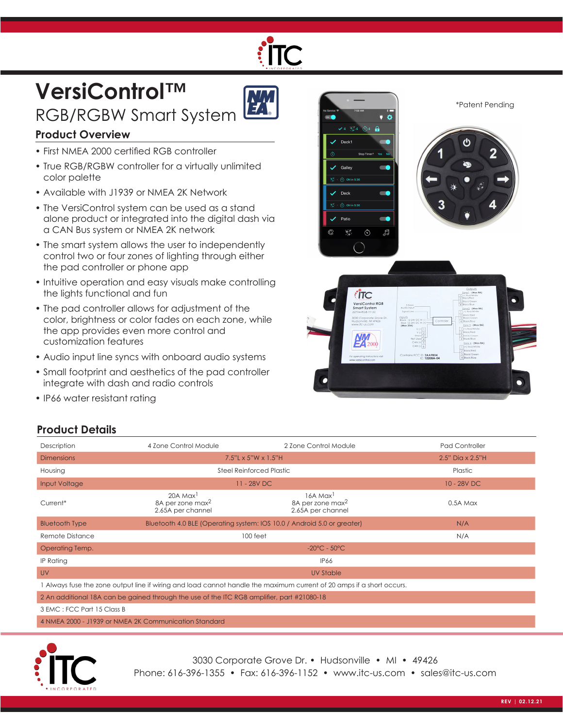# VersiControl™

## RGB/RGBW Smart System

### Product Overview

- First NMEA 2000 certified RGB controller
- True RGB/RGBW controller for a virtually unlimited color palette
- Available with J1939 or NMEA 2K Network
- The VersiControl system can be used as a stand alone product or integrated into the digital dash via a CAN Bus system or NMEA 2K network
- The smart system allows the user to independently control two or four zones of lighting through either the pad controller or phone app
- Intuitive operation and easy visuals make controlling the lights functional and fun
- The pad controller allows for adjustment of the color, brightness or color fades on each zone, while the app provides even more control and customization features
- Audio input line syncs with onboard audio systems
- Small footprint and aesthetics of the pad controller integrate with dash and radio controls
- IP66 water resistant rating

*Patent Pending

### Product Details

| Description | 4 Zone Control Module | 2 Zone Control Module | Pad Controller |
|---|---|---|---|
| Dimensions | 7.5"L x 5"W x 1.5"H | | 2.5" Dia x 2.5"H |
| Housing | Steel Reinforced Plastic | | Plastic |
| Input Voltage | 11 - 28V DC | | 10 - 28V DC |
| Current* | 20A Max[1] 8A per zone max[2] 2.65A per channel | 16A Max[1] 8A per zone max[2] 2.65A per channel | 0.5A Max |
| Bluetooth Type | Bluetooth 4.0 BLE (Operating system: IOS 10.0 / Android 5.0 or greater) | | N/A |
| Remote Distance | 100 feet | | N/A |
| Operating Temp. | -20ºC - 50ºC | | |
| IP Rating | IP66 | | |
| UV | UV Stable | | |

1 Always fuse the zone output line if wiring and load cannot handle the maximum current of 20 amps if a short occurs.

2 An additional 18A can be gained through the use of the ITC RGB amplifier, part #21080-18

3 EMC : FCC Part 15 Class B

4 NMEA 2000 - J1939 or NMEA 2K Communication Standard

3030 Corporate Grove Dr. • Hudsonville • MI • 49426
Phone: 616-396-1355 • Fax: 616-396-1152 • www.itc-us.com • sales@itc-us.com

REV | 02.12.21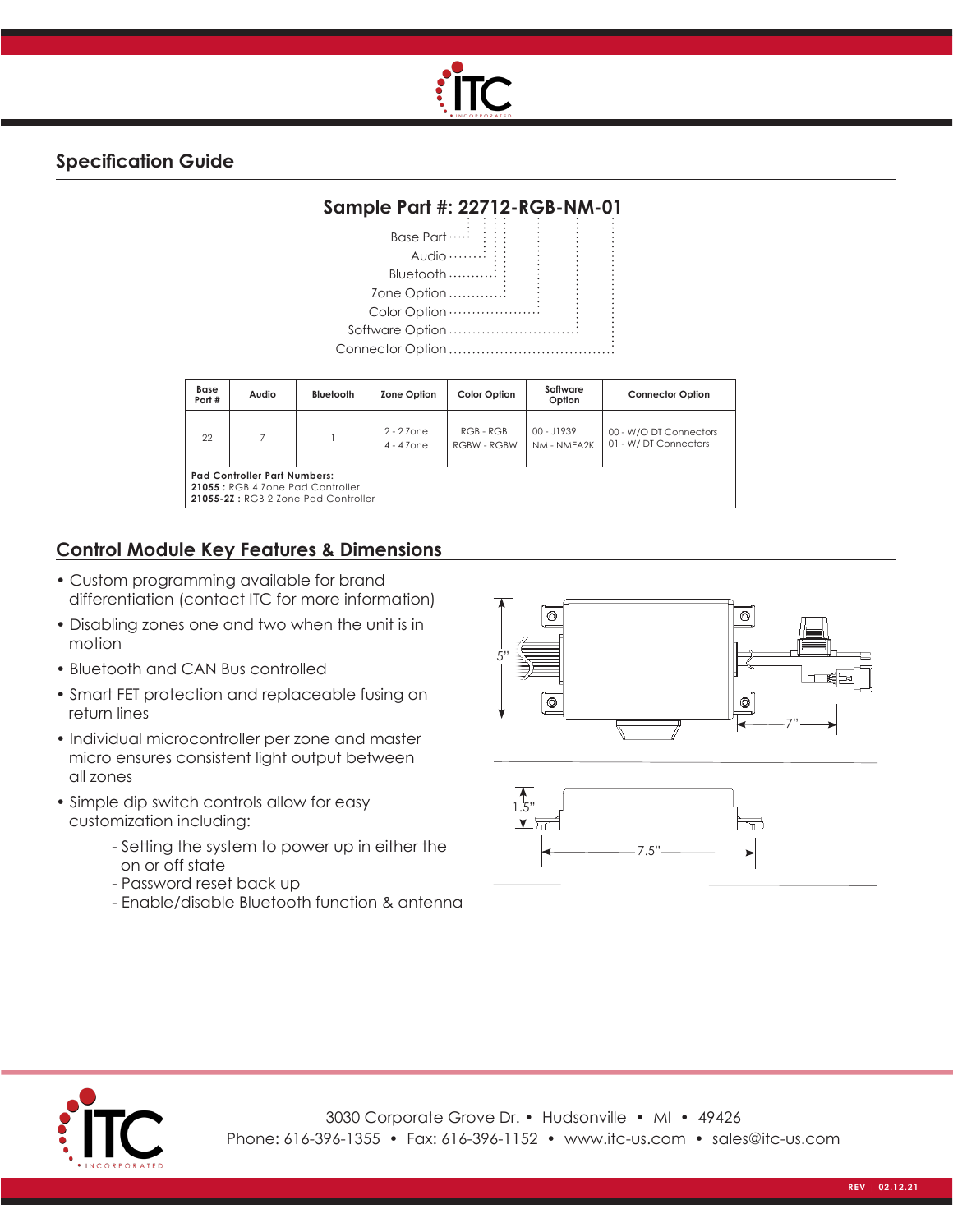## Specification Guide

### Sample Part #: 22712-RGB-NM-01

- Base Part
- Audio
- Bluetooth
- Zone Option
- Color Option
- Software Option
- Connector Option

| Base Part # | Audio | Bluetooth | Zone Option | Color Option | Software Option | Connector Option |
|---|---|---|---|---|---|---|
| 22 | 7 | 1 | 2 - 2 Zone<br>4 - 4 Zone | RGB - RGB<br>RGBW - RGBW | 00 - J1939<br>NM - NMEA2K | 00 - W/O DT Connectors<br>01 - W/ DT Connectors |
| **Pad Controller Part Numbers:**<br>**21055 :** RGB 4 Zone Pad Controller<br>**21055-2Z :** RGB 2 Zone Pad Controller | | | | | | |

## Control Module Key Features & Dimensions

- Custom programming available for brand differentiation (contact ITC for more information)
- Disabling zones one and two when the unit is in motion
- Bluetooth and CAN Bus controlled
- Smart FET protection and replaceable fusing on return lines
- Individual microcontroller per zone and master micro ensures consistent light output between all zones
- Simple dip switch controls allow for easy customization including:
  - Setting the system to power up in either the on or off state
  - Password reset back up
  - Enable/disable Bluetooth function & antenna

5"

7"

1.5"

7.5"

3030 Corporate Grove Dr. • Hudsonville • MI • 49426
Phone: 616-396-1355 • Fax: 616-396-1152 • www.itc-us.com • sales@itc-us.com

REV | 02.12.21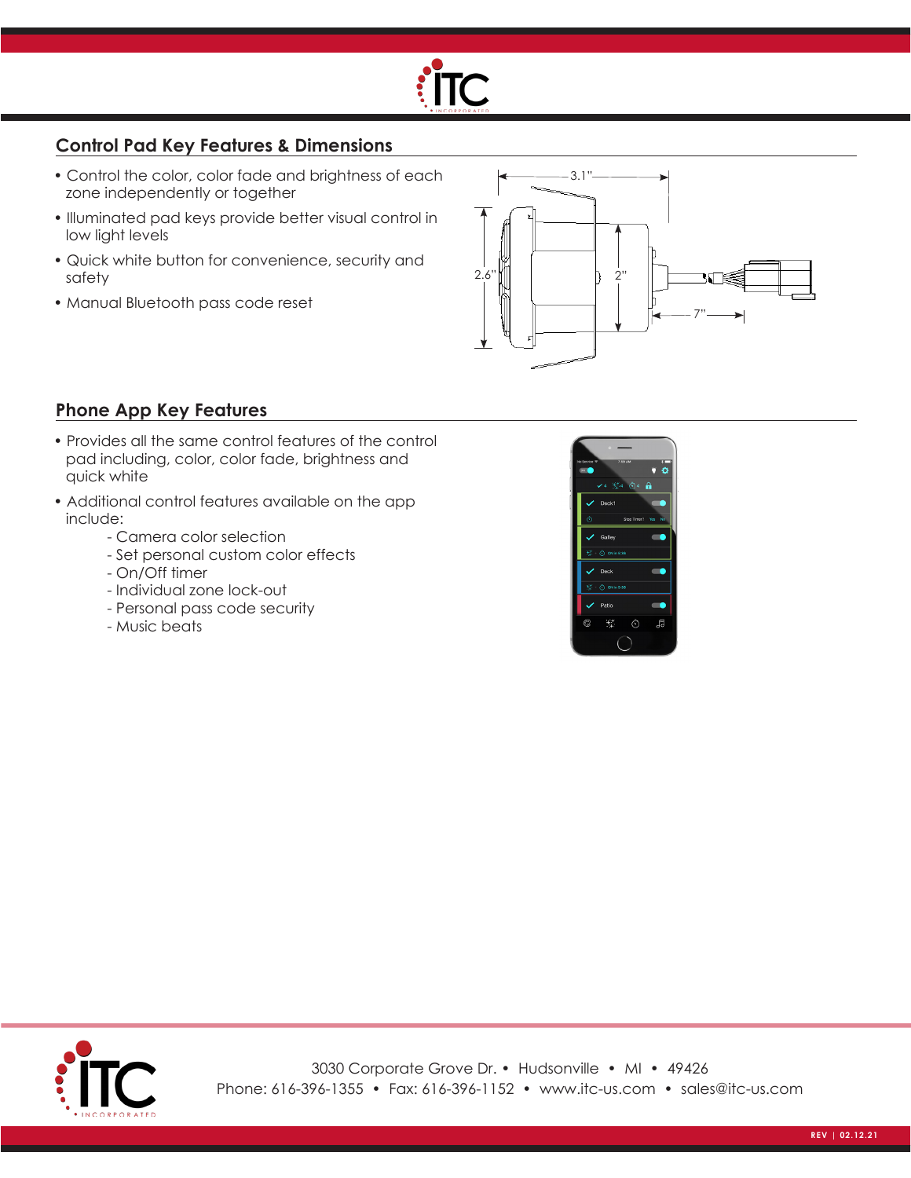## Control Pad Key Features & Dimensions

- Control the color, color fade and brightness of each zone independently or together
- Illuminated pad keys provide better visual control in low light levels
- Quick white button for convenience, security and safety
- Manual Bluetooth pass code reset

3.1"

2.6"

2"

7"

## Phone App Key Features

- Provides all the same control features of the control pad including, color, color fade, brightness and quick white
- Additional control features available on the app include:
  - Camera color selection
  - Set personal custom color effects
  - On/Off timer
  - Individual zone lock-out
  - Personal pass code security
  - Music beats

3030 Corporate Grove Dr. • Hudsonville • MI • 49426
Phone: 616-396-1355 • Fax: 616-396-1152 • www.itc-us.com • sales@itc-us.com

REV | 02.12.21